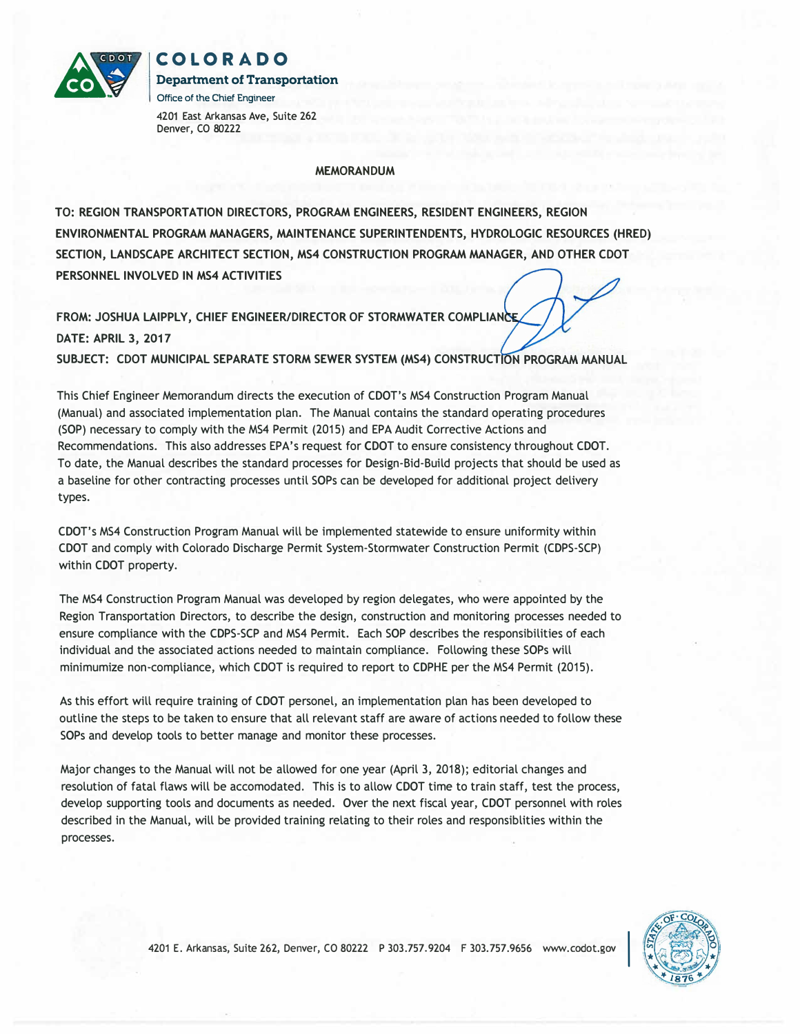# COLORADO

**Department of Transportation**

Office of the Chief Engineer

4201 East Arkansas Ave, Suite 262
Denver, CO 80222

**MEMORANDUM**

**TO: REGION TRANSPORTATION DIRECTORS, PROGRAM ENGINEERS, RESIDENT ENGINEERS, REGION ENVIRONMENTAL PROGRAM MANAGERS, MAINTENANCE SUPERINTENDENTS, HYDROLOGIC RESOURCES (HRED) SECTION, LANDSCAPE ARCHITECT SECTION, MS4 CONSTRUCTION PROGRAM MANAGER, AND OTHER CDOT PERSONNEL INVOLVED IN MS4 ACTIVITIES**

**FROM: JOSHUA LAIPPLY, CHIEF ENGINEER/DIRECTOR OF STORMWATER COMPLIANCE**

**DATE: APRIL 3, 2017**

**SUBJECT: CDOT MUNICIPAL SEPARATE STORM SEWER SYSTEM (MS4) CONSTRUCTION PROGRAM MANUAL**

This Chief Engineer Memorandum directs the execution of CDOT's MS4 Construction Program Manual (Manual) and associated implementation plan. The Manual contains the standard operating procedures (SOP) necessary to comply with the MS4 Permit (2015) and EPA Audit Corrective Actions and Recommendations. This also addresses EPA's request for CDOT to ensure consistency throughout CDOT. To date, the Manual describes the standard processes for Design-Bid-Build projects that should be used as a baseline for other contracting processes until SOPs can be developed for additional project delivery types.

CDOT's MS4 Construction Program Manual will be implemented statewide to ensure uniformity within CDOT and comply with Colorado Discharge Permit System-Stormwater Construction Permit (CDPS-SCP) within CDOT property.

The MS4 Construction Program Manual was developed by region delegates, who were appointed by the Region Transportation Directors, to describe the design, construction and monitoring processes needed to ensure compliance with the CDPS-SCP and MS4 Permit. Each SOP describes the responsibilities of each individual and the associated actions needed to maintain compliance. Following these SOPs will minimumize non-compliance, which CDOT is required to report to CDPHE per the MS4 Permit (2015).

As this effort will require training of CDOT personel, an implementation plan has been developed to outline the steps to be taken to ensure that all relevant staff are aware of actions needed to follow these SOPs and develop tools to better manage and monitor these processes.

Major changes to the Manual will not be allowed for one year (April 3, 2018); editorial changes and resolution of fatal flaws will be accomodated. This is to allow CDOT time to train staff, test the process, develop supporting tools and documents as needed. Over the next fiscal year, CDOT personnel with roles described in the Manual, will be provided training relating to their roles and responsiblities within the processes.

4201 E. Arkansas, Suite 262, Denver, CO 80222 P 303.757.9204 F 303.757.9656 www.codot.gov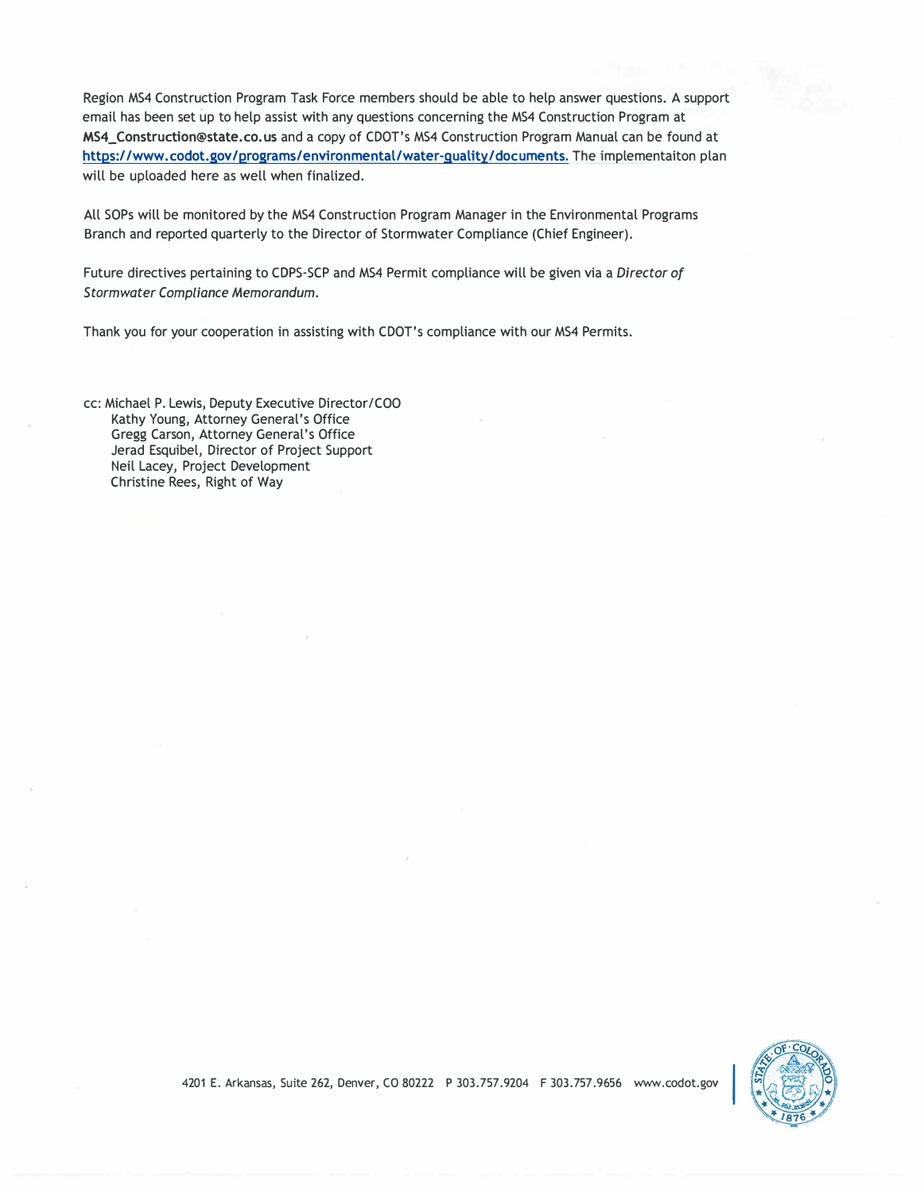Region MS4 Construction Program Task Force members should be able to help answer questions. A support email has been set up to help assist with any questions concerning the MS4 Construction Program at **MS4_Construction@state.co.us** and a copy of CDOT's MS4 Construction Program Manual can be found at https://www.codot.gov/programs/environmental/water-quality/documents. The implementaiton plan will be uploaded here as well when finalized.

All SOPs will be monitored by the MS4 Construction Program Manager in the Environmental Programs Branch and reported quarterly to the Director of Stormwater Compliance (Chief Engineer).

Future directives pertaining to CDPS-SCP and MS4 Permit compliance will be given via a *Director of Stormwater Compliance Memorandum*.

Thank you for your cooperation in assisting with CDOT's compliance with our MS4 Permits.

cc: Michael P. Lewis, Deputy Executive Director/COO
Kathy Young, Attorney General's Office
Gregg Carson, Attorney General's Office
Jerad Esquibel, Director of Project Support
Neil Lacey, Project Development
Christine Rees, Right of Way

4201 E. Arkansas, Suite 262, Denver, CO 80222 P 303.757.9204 F 303.757.9656 www.codot.gov